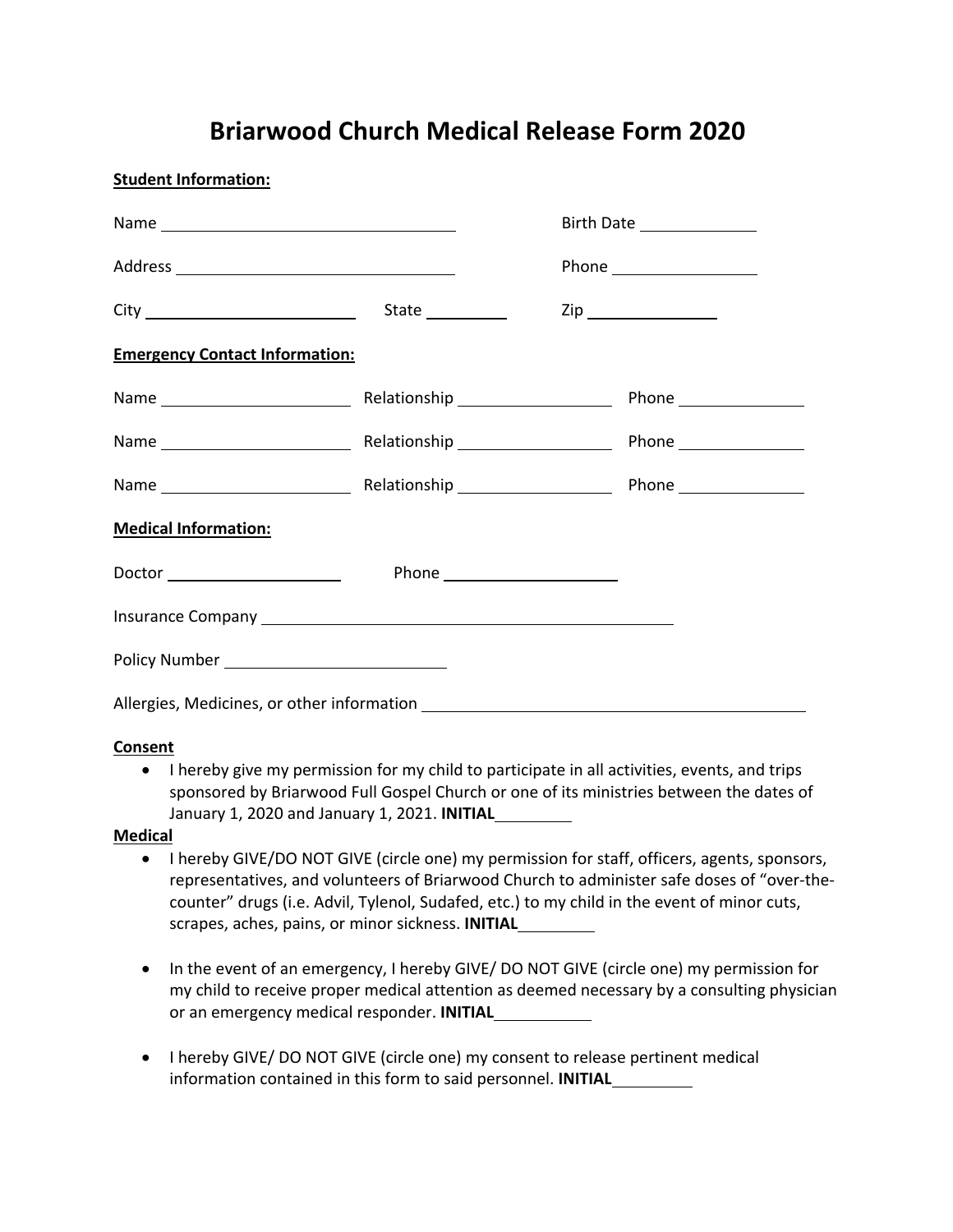# Briarwood Church Medical Release Form 2020

**Student Information:**

Name ________________________________ Birth Date ____________

Address ______________________________ Phone ______________

City ______________________ State ________ Zip ______________

**Emergency Contact Information:**

Name ____________________ Relationship ________________ Phone ______________

Name ____________________ Relationship ________________ Phone ______________

Name ____________________ Relationship ________________ Phone ______________

**Medical Information:**

Doctor __________________ Phone ____________________

Insurance Company ____________________________________________

Policy Number ______________________

Allergies, Medicines, or other information ________________________________________

**Consent**

- I hereby give my permission for my child to participate in all activities, events, and trips sponsored by Briarwood Full Gospel Church or one of its ministries between the dates of January 1, 2020 and January 1, 2021. **INITIAL**________

**Medical**

- I hereby GIVE/DO NOT GIVE (circle one) my permission for staff, officers, agents, sponsors, representatives, and volunteers of Briarwood Church to administer safe doses of "over-the-counter" drugs (i.e. Advil, Tylenol, Sudafed, etc.) to my child in the event of minor cuts, scrapes, aches, pains, or minor sickness. **INITIAL**________

- In the event of an emergency, I hereby GIVE/ DO NOT GIVE (circle one) my permission for my child to receive proper medical attention as deemed necessary by a consulting physician or an emergency medical responder. **INITIAL**__________

- I hereby GIVE/ DO NOT GIVE (circle one) my consent to release pertinent medical information contained in this form to said personnel. **INITIAL**________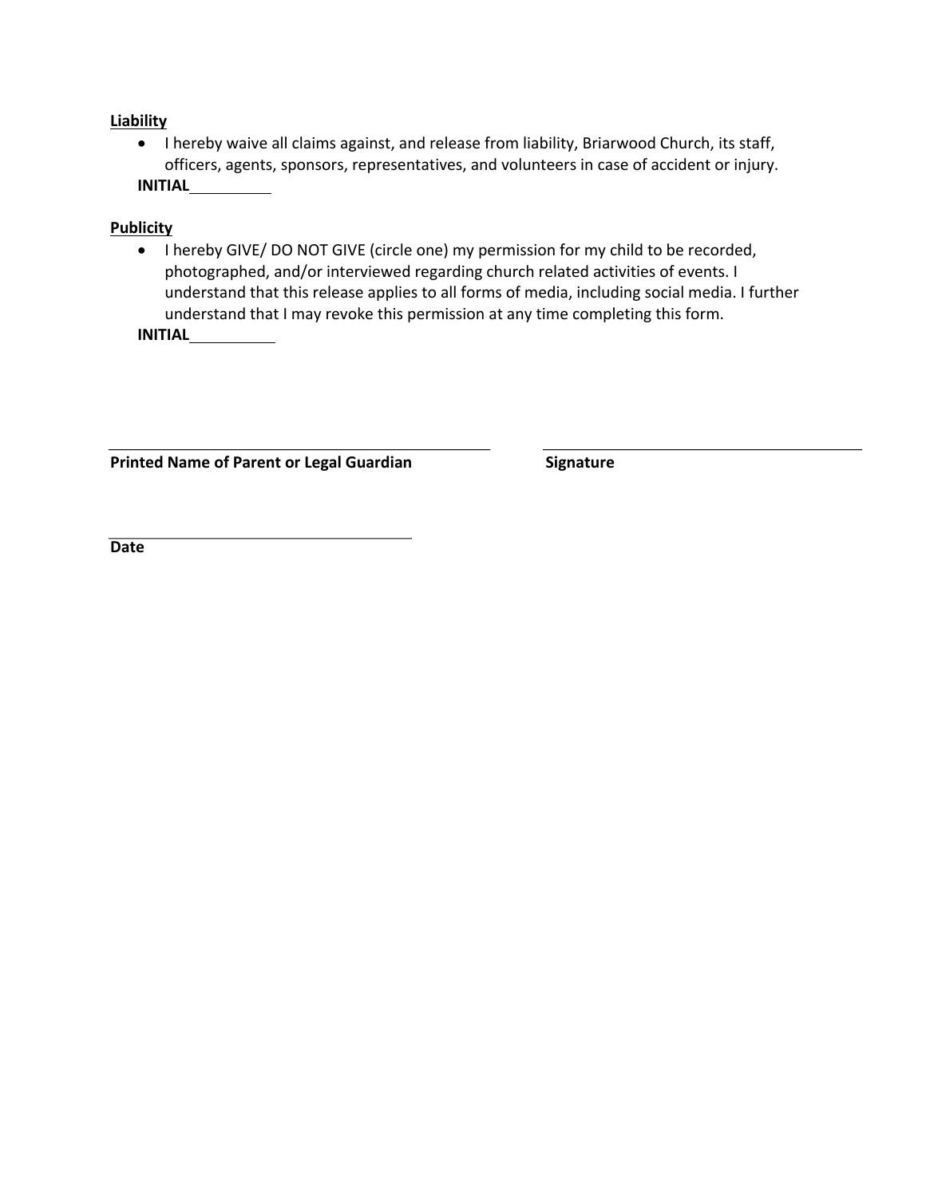**Liability**

- I hereby waive all claims against, and release from liability, Briarwood Church, its staff, officers, agents, sponsors, representatives, and volunteers in case of accident or injury.

**INITIAL**__________

**Publicity**

- I hereby GIVE/ DO NOT GIVE (circle one) my permission for my child to be recorded, photographed, and/or interviewed regarding church related activities of events. I understand that this release applies to all forms of media, including social media. I further understand that I may revoke this permission at any time completing this form.

**INITIAL**__________

______________________________________

**Printed Name of Parent or Legal Guardian**

______________________________________

**Signature**

______________________________

**Date**